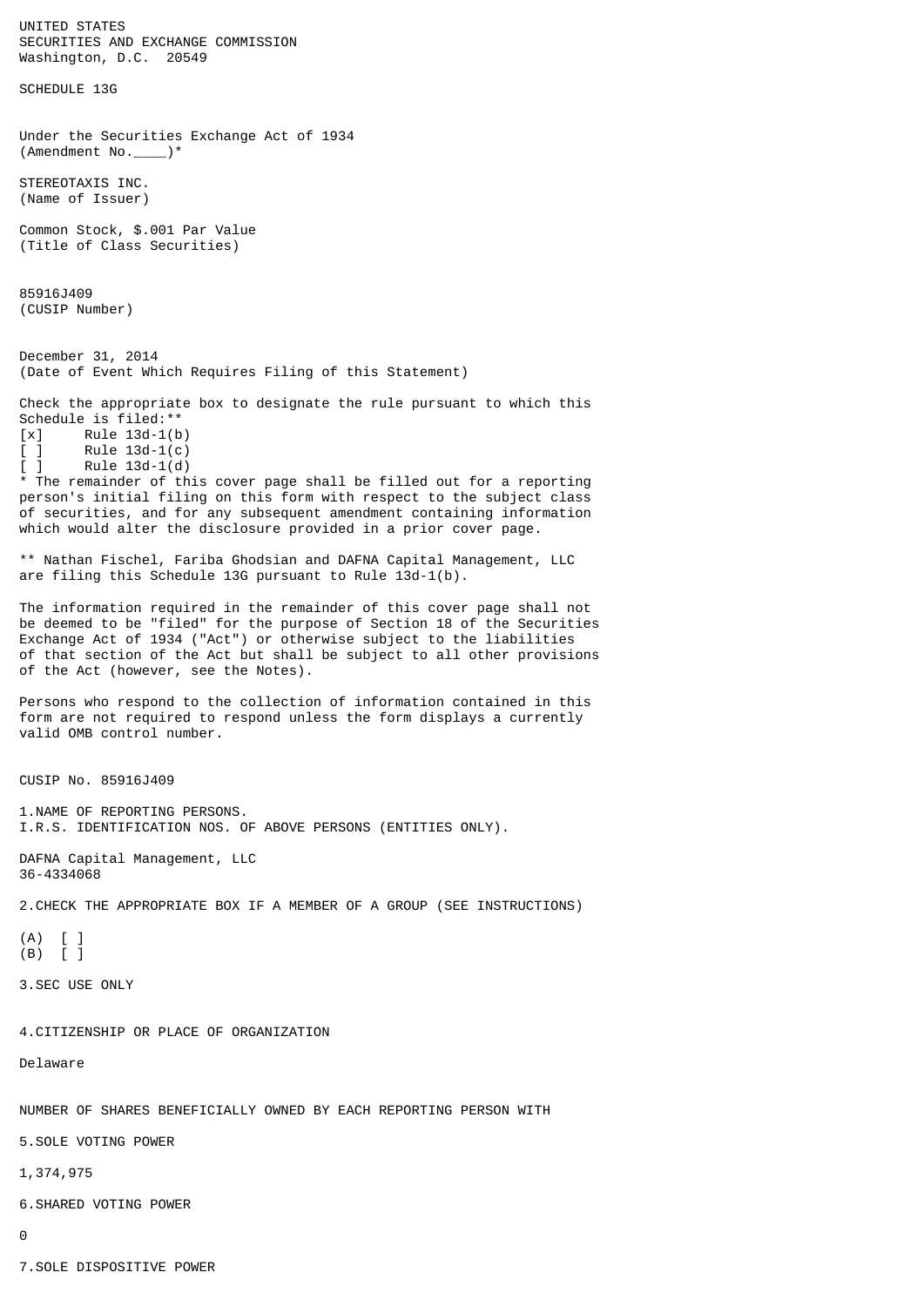UNITED STATES
SECURITIES AND EXCHANGE COMMISSION
Washington, D.C. 20549

SCHEDULE 13G

Under the Securities Exchange Act of 1934
(Amendment No.____)*

STEREOTAXIS INC.
(Name of Issuer)

Common Stock, $.001 Par Value
(Title of Class Securities)

85916J409
(CUSIP Number)

December 31, 2014
(Date of Event Which Requires Filing of this Statement)

Check the appropriate box to designate the rule pursuant to which this Schedule is filed:**

[x] Rule 13d-1(b)
[ ] Rule 13d-1(c)
[ ] Rule 13d-1(d)

* The remainder of this cover page shall be filled out for a reporting person's initial filing on this form with respect to the subject class of securities, and for any subsequent amendment containing information which would alter the disclosure provided in a prior cover page.

** Nathan Fischel, Fariba Ghodsian and DAFNA Capital Management, LLC are filing this Schedule 13G pursuant to Rule 13d-1(b).

The information required in the remainder of this cover page shall not be deemed to be "filed" for the purpose of Section 18 of the Securities Exchange Act of 1934 ("Act") or otherwise subject to the liabilities of that section of the Act but shall be subject to all other provisions of the Act (however, see the Notes).

Persons who respond to the collection of information contained in this form are not required to respond unless the form displays a currently valid OMB control number.

CUSIP No. 85916J409

1.NAME OF REPORTING PERSONS.
I.R.S. IDENTIFICATION NOS. OF ABOVE PERSONS (ENTITIES ONLY).

DAFNA Capital Management, LLC
36-4334068

2.CHECK THE APPROPRIATE BOX IF A MEMBER OF A GROUP (SEE INSTRUCTIONS)

(A) [ ]
(B) [ ]

3.SEC USE ONLY

4.CITIZENSHIP OR PLACE OF ORGANIZATION

Delaware

NUMBER OF SHARES BENEFICIALLY OWNED BY EACH REPORTING PERSON WITH

5.SOLE VOTING POWER

1,374,975

6.SHARED VOTING POWER

0

7.SOLE DISPOSITIVE POWER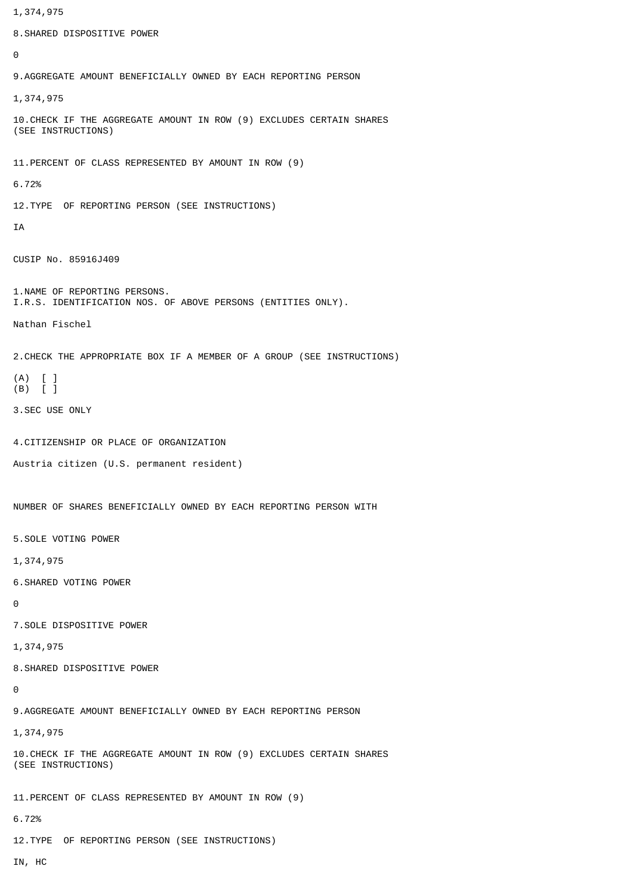1,374,975

8.SHARED DISPOSITIVE POWER

0

9.AGGREGATE AMOUNT BENEFICIALLY OWNED BY EACH REPORTING PERSON

1,374,975

10.CHECK IF THE AGGREGATE AMOUNT IN ROW (9) EXCLUDES CERTAIN SHARES
(SEE INSTRUCTIONS)

11.PERCENT OF CLASS REPRESENTED BY AMOUNT IN ROW (9)

6.72%

12.TYPE OF REPORTING PERSON (SEE INSTRUCTIONS)

IA

CUSIP No. 85916J409

1.NAME OF REPORTING PERSONS.
I.R.S. IDENTIFICATION NOS. OF ABOVE PERSONS (ENTITIES ONLY).

Nathan Fischel

2.CHECK THE APPROPRIATE BOX IF A MEMBER OF A GROUP (SEE INSTRUCTIONS)

(A) [ ]
(B) [ ]

3.SEC USE ONLY

4.CITIZENSHIP OR PLACE OF ORGANIZATION

Austria citizen (U.S. permanent resident)

NUMBER OF SHARES BENEFICIALLY OWNED BY EACH REPORTING PERSON WITH

5.SOLE VOTING POWER

1,374,975

6.SHARED VOTING POWER

0

7.SOLE DISPOSITIVE POWER

1,374,975

8.SHARED DISPOSITIVE POWER

0

9.AGGREGATE AMOUNT BENEFICIALLY OWNED BY EACH REPORTING PERSON

1,374,975

10.CHECK IF THE AGGREGATE AMOUNT IN ROW (9) EXCLUDES CERTAIN SHARES
(SEE INSTRUCTIONS)

11.PERCENT OF CLASS REPRESENTED BY AMOUNT IN ROW (9)

6.72%

12.TYPE OF REPORTING PERSON (SEE INSTRUCTIONS)

IN, HC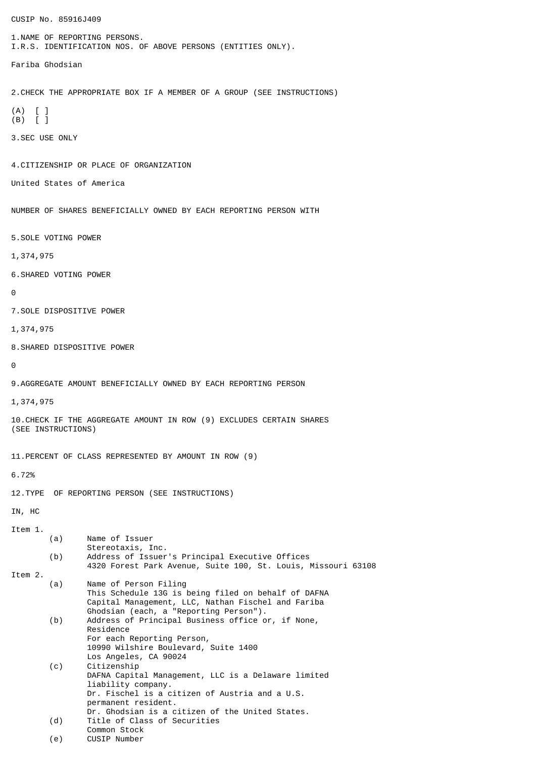CUSIP No. 85916J409

1.NAME OF REPORTING PERSONS.
I.R.S. IDENTIFICATION NOS. OF ABOVE PERSONS (ENTITIES ONLY).

Fariba Ghodsian

2.CHECK THE APPROPRIATE BOX IF A MEMBER OF A GROUP (SEE INSTRUCTIONS)

(A) [ ]
(B) [ ]

3.SEC USE ONLY

4.CITIZENSHIP OR PLACE OF ORGANIZATION

United States of America

NUMBER OF SHARES BENEFICIALLY OWNED BY EACH REPORTING PERSON WITH

5.SOLE VOTING POWER

1,374,975

6.SHARED VOTING POWER

0

7.SOLE DISPOSITIVE POWER

1,374,975

8.SHARED DISPOSITIVE POWER

0

9.AGGREGATE AMOUNT BENEFICIALLY OWNED BY EACH REPORTING PERSON

1,374,975

10.CHECK IF THE AGGREGATE AMOUNT IN ROW (9) EXCLUDES CERTAIN SHARES
(SEE INSTRUCTIONS)

11.PERCENT OF CLASS REPRESENTED BY AMOUNT IN ROW (9)

6.72%

12.TYPE OF REPORTING PERSON (SEE INSTRUCTIONS)

IN, HC

Item 1.

(a) Name of Issuer
Stereotaxis, Inc.

(b) Address of Issuer's Principal Executive Offices
4320 Forest Park Avenue, Suite 100, St. Louis, Missouri 63108

Item 2.

(a) Name of Person Filing
This Schedule 13G is being filed on behalf of DAFNA Capital Management, LLC, Nathan Fischel and Fariba Ghodsian (each, a "Reporting Person").

(b) Address of Principal Business office or, if None, Residence
For each Reporting Person,
10990 Wilshire Boulevard, Suite 1400
Los Angeles, CA 90024

(c) Citizenship
DAFNA Capital Management, LLC is a Delaware limited liability company.
Dr. Fischel is a citizen of Austria and a U.S. permanent resident.
Dr. Ghodsian is a citizen of the United States.

(d) Title of Class of Securities
Common Stock

(e) CUSIP Number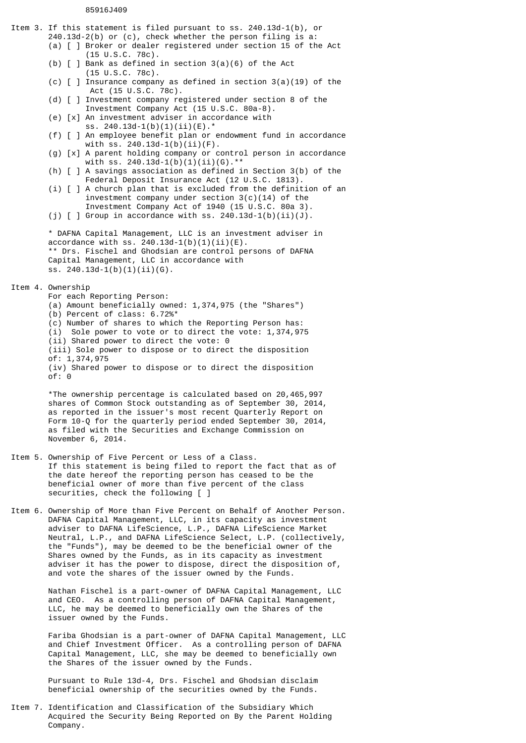85916J409

**Item 3.** If this statement is filed pursuant to ss. 240.13d-1(b), or 240.13d-2(b) or (c), check whether the person filing is a:

(a) [ ] Broker or dealer registered under section 15 of the Act (15 U.S.C. 78c).
(b) [ ] Bank as defined in section 3(a)(6) of the Act (15 U.S.C. 78c).
(c) [ ] Insurance company as defined in section 3(a)(19) of the Act (15 U.S.C. 78c).
(d) [ ] Investment company registered under section 8 of the Investment Company Act (15 U.S.C. 80a-8).
(e) [x] An investment adviser in accordance with ss. 240.13d-1(b)(1)(ii)(E).*
(f) [ ] An employee benefit plan or endowment fund in accordance with ss. 240.13d-1(b)(ii)(F).
(g) [x] A parent holding company or control person in accordance with ss. 240.13d-1(b)(1)(ii)(G).**
(h) [ ] A savings association as defined in Section 3(b) of the Federal Deposit Insurance Act (12 U.S.C. 1813).
(i) [ ] A church plan that is excluded from the definition of an investment company under section 3(c)(14) of the Investment Company Act of 1940 (15 U.S.C. 80a 3).
(j) [ ] Group in accordance with ss. 240.13d-1(b)(ii)(J).

* DAFNA Capital Management, LLC is an investment adviser in accordance with ss. 240.13d-1(b)(1)(ii)(E).
** Drs. Fischel and Ghodsian are control persons of DAFNA Capital Management, LLC in accordance with ss. 240.13d-1(b)(1)(ii)(G).

**Item 4.** Ownership

For each Reporting Person:
(a) Amount beneficially owned: 1,374,975 (the "Shares")
(b) Percent of class: 6.72%*
(c) Number of shares to which the Reporting Person has:
(i) Sole power to vote or to direct the vote: 1,374,975
(ii) Shared power to direct the vote: 0
(iii) Sole power to dispose or to direct the disposition of: 1,374,975
(iv) Shared power to dispose or to direct the disposition of: 0

*The ownership percentage is calculated based on 20,465,997 shares of Common Stock outstanding as of September 30, 2014, as reported in the issuer's most recent Quarterly Report on Form 10-Q for the quarterly period ended September 30, 2014, as filed with the Securities and Exchange Commission on November 6, 2014.

**Item 5.** Ownership of Five Percent or Less of a Class.

If this statement is being filed to report the fact that as of the date hereof the reporting person has ceased to be the beneficial owner of more than five percent of the class securities, check the following [ ]

**Item 6.** Ownership of More than Five Percent on Behalf of Another Person.

DAFNA Capital Management, LLC, in its capacity as investment adviser to DAFNA LifeScience, L.P., DAFNA LifeScience Market Neutral, L.P., and DAFNA LifeScience Select, L.P. (collectively, the "Funds"), may be deemed to be the beneficial owner of the Shares owned by the Funds, as in its capacity as investment adviser it has the power to dispose, direct the disposition of, and vote the shares of the issuer owned by the Funds.

Nathan Fischel is a part-owner of DAFNA Capital Management, LLC and CEO. As a controlling person of DAFNA Capital Management, LLC, he may be deemed to beneficially own the Shares of the issuer owned by the Funds.

Fariba Ghodsian is a part-owner of DAFNA Capital Management, LLC and Chief Investment Officer. As a controlling person of DAFNA Capital Management, LLC, she may be deemed to beneficially own the Shares of the issuer owned by the Funds.

Pursuant to Rule 13d-4, Drs. Fischel and Ghodsian disclaim beneficial ownership of the securities owned by the Funds.

**Item 7.** Identification and Classification of the Subsidiary Which Acquired the Security Being Reported on By the Parent Holding Company.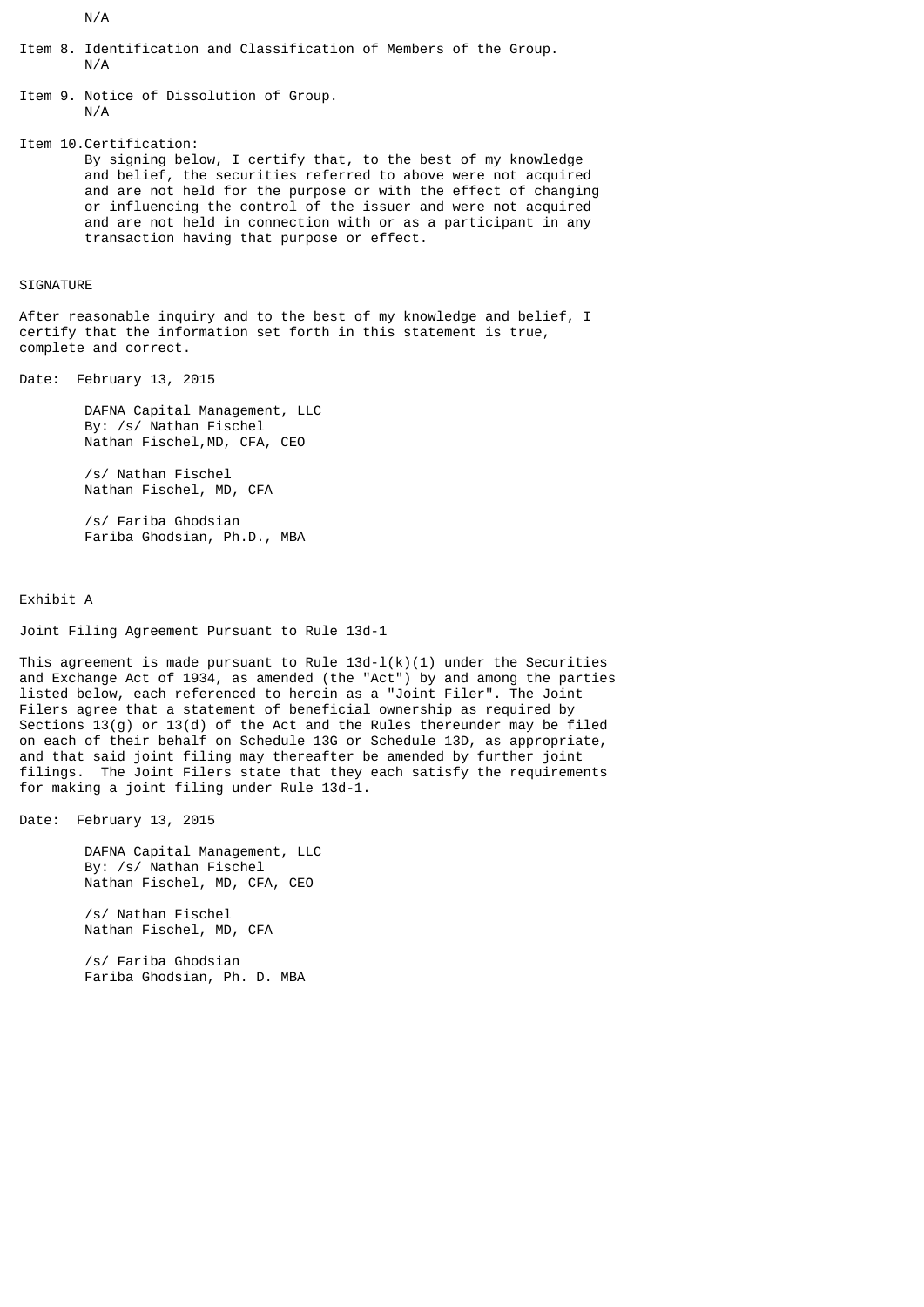N/A

Item 8. Identification and Classification of Members of the Group.
N/A

Item 9. Notice of Dissolution of Group.
N/A

Item 10.Certification:
By signing below, I certify that, to the best of my knowledge and belief, the securities referred to above were not acquired and are not held for the purpose or with the effect of changing or influencing the control of the issuer and were not acquired and are not held in connection with or as a participant in any transaction having that purpose or effect.

SIGNATURE

After reasonable inquiry and to the best of my knowledge and belief, I certify that the information set forth in this statement is true, complete and correct.

Date: February 13, 2015

DAFNA Capital Management, LLC
By: /s/ Nathan Fischel
Nathan Fischel,MD, CFA, CEO

/s/ Nathan Fischel
Nathan Fischel, MD, CFA

/s/ Fariba Ghodsian
Fariba Ghodsian, Ph.D., MBA

Exhibit A

Joint Filing Agreement Pursuant to Rule 13d-1

This agreement is made pursuant to Rule 13d-l(k)(1) under the Securities and Exchange Act of 1934, as amended (the "Act") by and among the parties listed below, each referenced to herein as a "Joint Filer". The Joint Filers agree that a statement of beneficial ownership as required by Sections 13(g) or 13(d) of the Act and the Rules thereunder may be filed on each of their behalf on Schedule 13G or Schedule 13D, as appropriate, and that said joint filing may thereafter be amended by further joint filings. The Joint Filers state that they each satisfy the requirements for making a joint filing under Rule 13d-1.

Date: February 13, 2015

DAFNA Capital Management, LLC
By: /s/ Nathan Fischel
Nathan Fischel, MD, CFA, CEO

/s/ Nathan Fischel
Nathan Fischel, MD, CFA

/s/ Fariba Ghodsian
Fariba Ghodsian, Ph. D. MBA